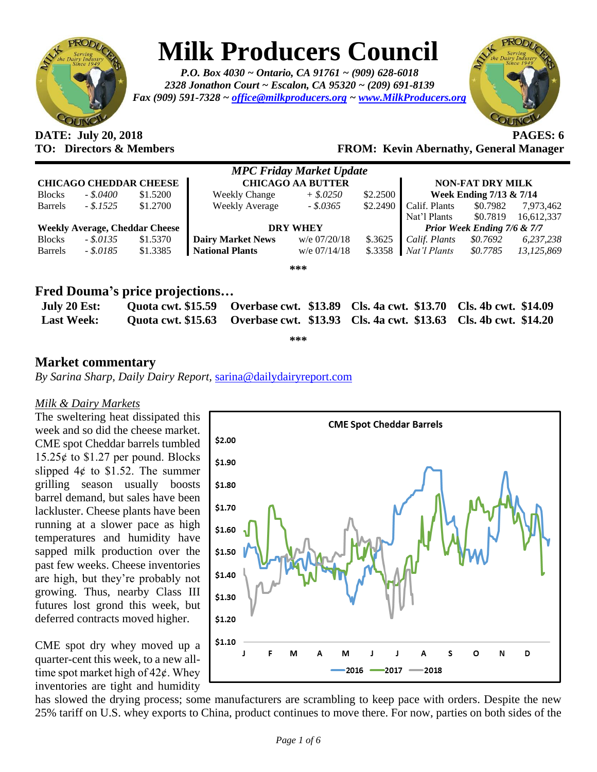# Milk Producers Council

*P.O. Box 4030 ~ Ontario, CA 91761 ~ (909) 628-6018*
*2328 Jonathon Court ~ Escalon, CA 95320 ~ (209) 691-8139*
*Fax (909) 591-7328 ~ office@milkproducers.org ~ www.MilkProducers.org*

**DATE: July 20, 2018** **PAGES: 6**
**TO: Directors & Members** **FROM: Kevin Abernathy, General Manager**

*MPC Friday Market Update*

| CHICAGO CHEDDAR CHEESE | | | CHICAGO AA BUTTER | | | NON-FAT DRY MILK | | |
|---|---|---|---|---|---|---|---|---|
| Blocks | - $.0400 | $1.5200 | Weekly Change | + $.0250 | $2.2500 | Week Ending 7/13 & 7/14 | | |
| Barrels | - $.1525 | $1.2700 | Weekly Average | - $.0365 | $2.2490 | Calif. Plants | $0.7982 | 7,973,462 |
| | | | | | | Nat'l Plants | $0.7819 | 16,612,337 |
| **Weekly Average, Cheddar Cheese** | | | **DRY WHEY** | | | *Prior Week Ending 7/6 & 7/7* | | |
| Blocks | - $.0135 | $1.5370 | **Dairy Market News** | w/e 07/20/18 | $.3625 | *Calif. Plants* | *$0.7692* | *6,237,238* |
| Barrels | - $.0185 | $1.3385 | **National Plants** | w/e 07/14/18 | $.3358 | *Nat'l Plants* | *$0.7785* | *13,125,869* |

***

## Fred Douma's price projections…

| | | | | |
|---|---|---|---|---|
| **July 20 Est:** | **Quota cwt. $15.59** | **Overbase cwt. $13.89** | **Cls. 4a cwt. $13.70** | **Cls. 4b cwt. $14.09** |
| **Last Week:** | **Quota cwt. $15.63** | **Overbase cwt. $13.93** | **Cls. 4a cwt. $13.63** | **Cls. 4b cwt. $14.20** |

***

## Market commentary

*By Sarina Sharp, Daily Dairy Report,* sarina@dailydairyreport.com

*Milk & Dairy Markets*

The sweltering heat dissipated this week and so did the cheese market. CME spot Cheddar barrels tumbled 15.25¢ to $1.27 per pound. Blocks slipped 4¢ to $1.52. The summer grilling season usually boosts barrel demand, but sales have been lackluster. Cheese plants have been running at a slower pace as high temperatures and humidity have sapped milk production over the past few weeks. Cheese inventories are high, but they're probably not growing. Thus, nearby Class III futures lost grond this week, but deferred contracts moved higher.

CME spot dry whey moved up a quarter-cent this week, to a new all-time spot market high of 42¢. Whey inventories are tight and humidity has slowed the drying process; some manufacturers are scrambling to keep pace with orders. Despite the new 25% tariff on U.S. whey exports to China, product continues to move there. For now, parties on both sides of the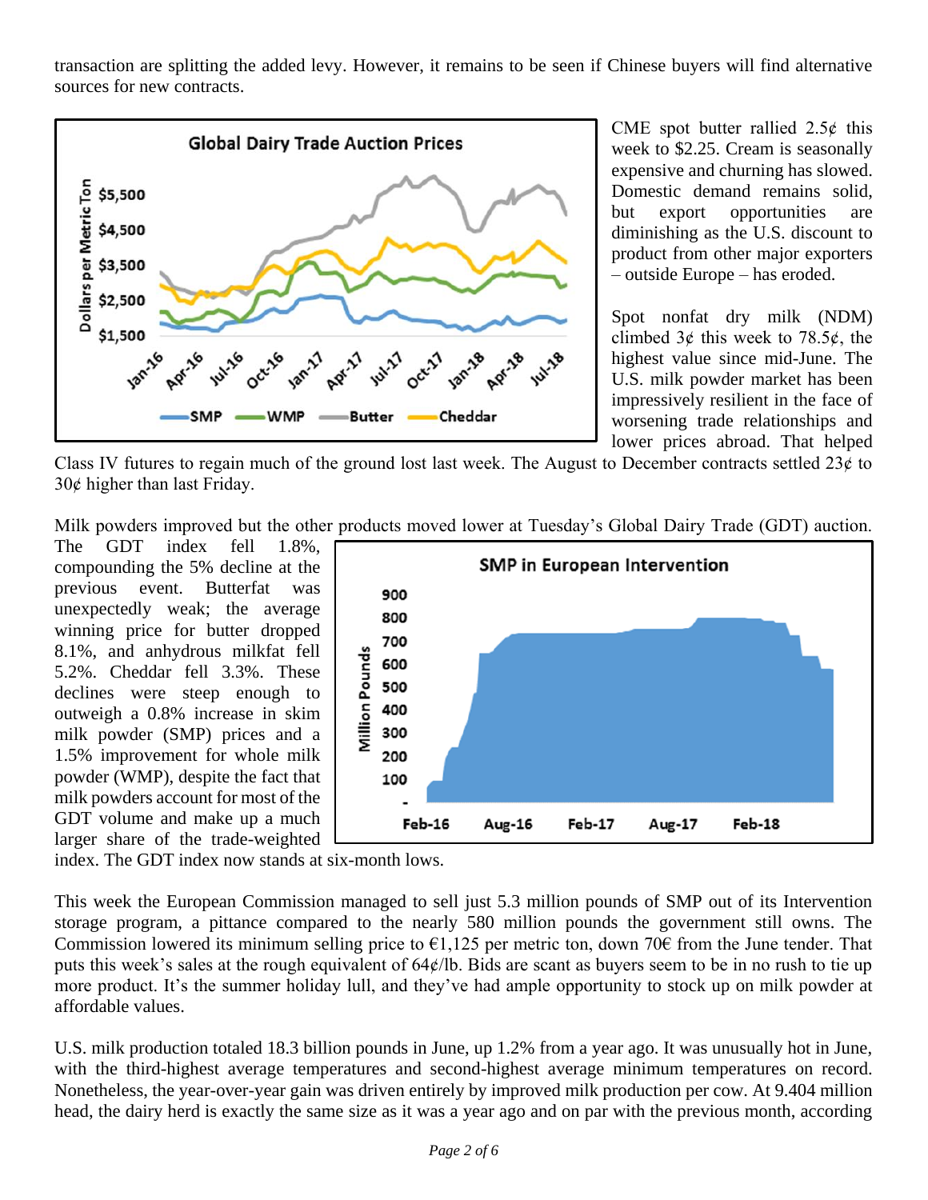transaction are splitting the added levy. However, it remains to be seen if Chinese buyers will find alternative sources for new contracts.

CME spot butter rallied 2.5¢ this week to $2.25. Cream is seasonally expensive and churning has slowed. Domestic demand remains solid, but export opportunities are diminishing as the U.S. discount to product from other major exporters – outside Europe – has eroded.

Spot nonfat dry milk (NDM) climbed 3¢ this week to 78.5¢, the highest value since mid-June. The U.S. milk powder market has been impressively resilient in the face of worsening trade relationships and lower prices abroad. That helped Class IV futures to regain much of the ground lost last week. The August to December contracts settled 23¢ to 30¢ higher than last Friday.

Milk powders improved but the other products moved lower at Tuesday's Global Dairy Trade (GDT) auction. The GDT index fell 1.8%, compounding the 5% decline at the previous event. Butterfat was unexpectedly weak; the average winning price for butter dropped 8.1%, and anhydrous milkfat fell 5.2%. Cheddar fell 3.3%. These declines were steep enough to outweigh a 0.8% increase in skim milk powder (SMP) prices and a 1.5% improvement for whole milk powder (WMP), despite the fact that milk powders account for most of the GDT volume and make up a much larger share of the trade-weighted index. The GDT index now stands at six-month lows.

This week the European Commission managed to sell just 5.3 million pounds of SMP out of its Intervention storage program, a pittance compared to the nearly 580 million pounds the government still owns. The Commission lowered its minimum selling price to €1,125 per metric ton, down 70€ from the June tender. That puts this week's sales at the rough equivalent of 64¢/lb. Bids are scant as buyers seem to be in no rush to tie up more product. It's the summer holiday lull, and they've had ample opportunity to stock up on milk powder at affordable values.

U.S. milk production totaled 18.3 billion pounds in June, up 1.2% from a year ago. It was unusually hot in June, with the third-highest average temperatures and second-highest average minimum temperatures on record. Nonetheless, the year-over-year gain was driven entirely by improved milk production per cow. At 9.404 million head, the dairy herd is exactly the same size as it was a year ago and on par with the previous month, according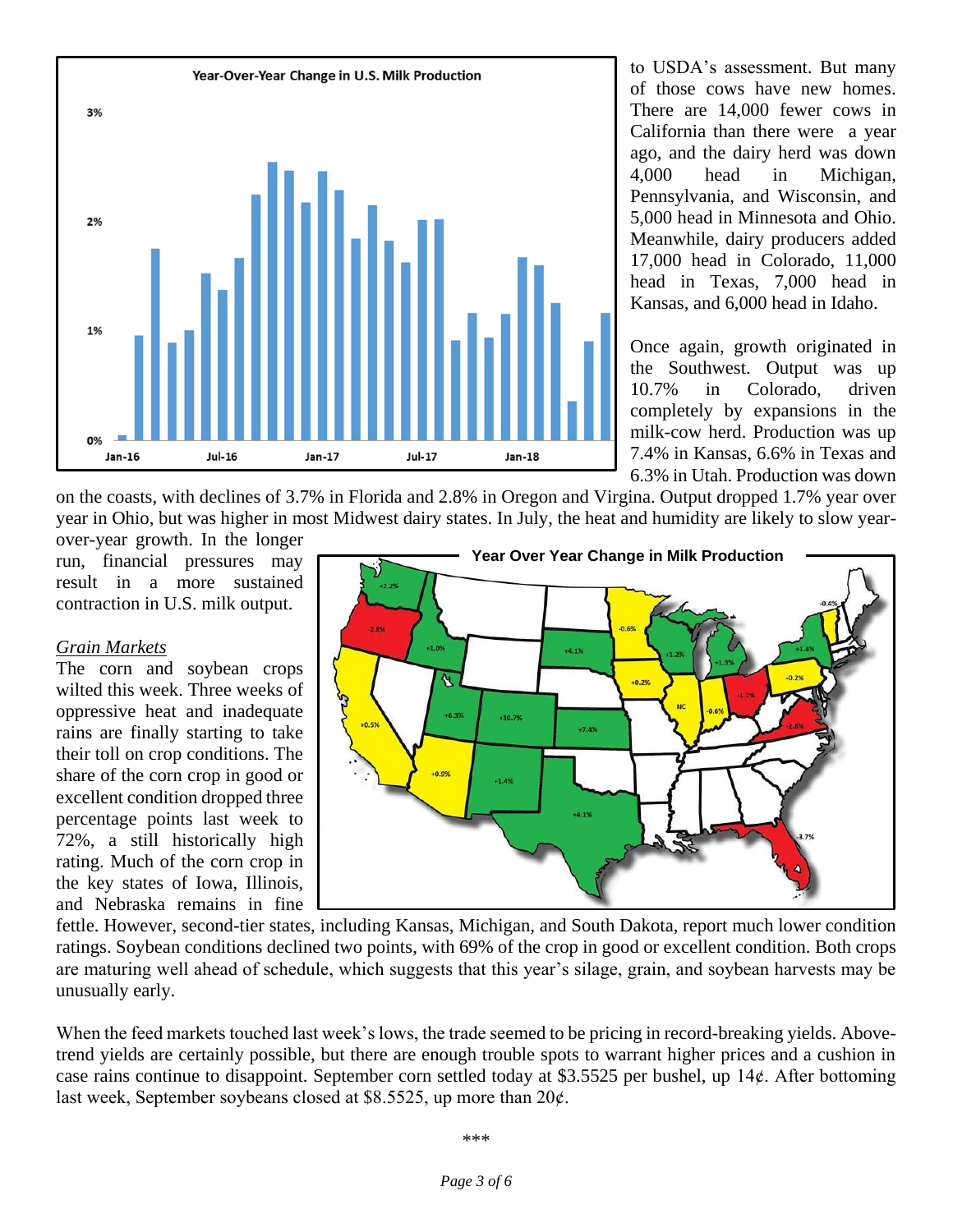to USDA's assessment. But many of those cows have new homes. There are 14,000 fewer cows in California than there were a year ago, and the dairy herd was down 4,000 head in Michigan, Pennsylvania, and Wisconsin, and 5,000 head in Minnesota and Ohio. Meanwhile, dairy producers added 17,000 head in Colorado, 11,000 head in Texas, 7,000 head in Kansas, and 6,000 head in Idaho.

Once again, growth originated in the Southwest. Output was up 10.7% in Colorado, driven completely by expansions in the milk-cow herd. Production was up 7.4% in Kansas, 6.6% in Texas and 6.3% in Utah. Production was down on the coasts, with declines of 3.7% in Florida and 2.8% in Oregon and Virgina. Output dropped 1.7% year over year in Ohio, but was higher in most Midwest dairy states. In July, the heat and humidity are likely to slow year-over-year growth. In the longer run, financial pressures may result in a more sustained contraction in U.S. milk output.

*Grain Markets*

The corn and soybean crops wilted this week. Three weeks of oppressive heat and inadequate rains are finally starting to take their toll on crop conditions. The share of the corn crop in good or excellent condition dropped three percentage points last week to 72%, a still historically high rating. Much of the corn crop in the key states of Iowa, Illinois, and Nebraska remains in fine fettle. However, second-tier states, including Kansas, Michigan, and South Dakota, report much lower condition ratings. Soybean conditions declined two points, with 69% of the crop in good or excellent condition. Both crops are maturing well ahead of schedule, which suggests that this year's silage, grain, and soybean harvests may be unusually early.

When the feed markets touched last week's lows, the trade seemed to be pricing in record-breaking yields. Above-trend yields are certainly possible, but there are enough trouble spots to warrant higher prices and a cushion in case rains continue to disappoint. September corn settled today at $3.5525 per bushel, up 14¢. After bottoming last week, September soybeans closed at $8.5525, up more than 20¢.

\*\*\*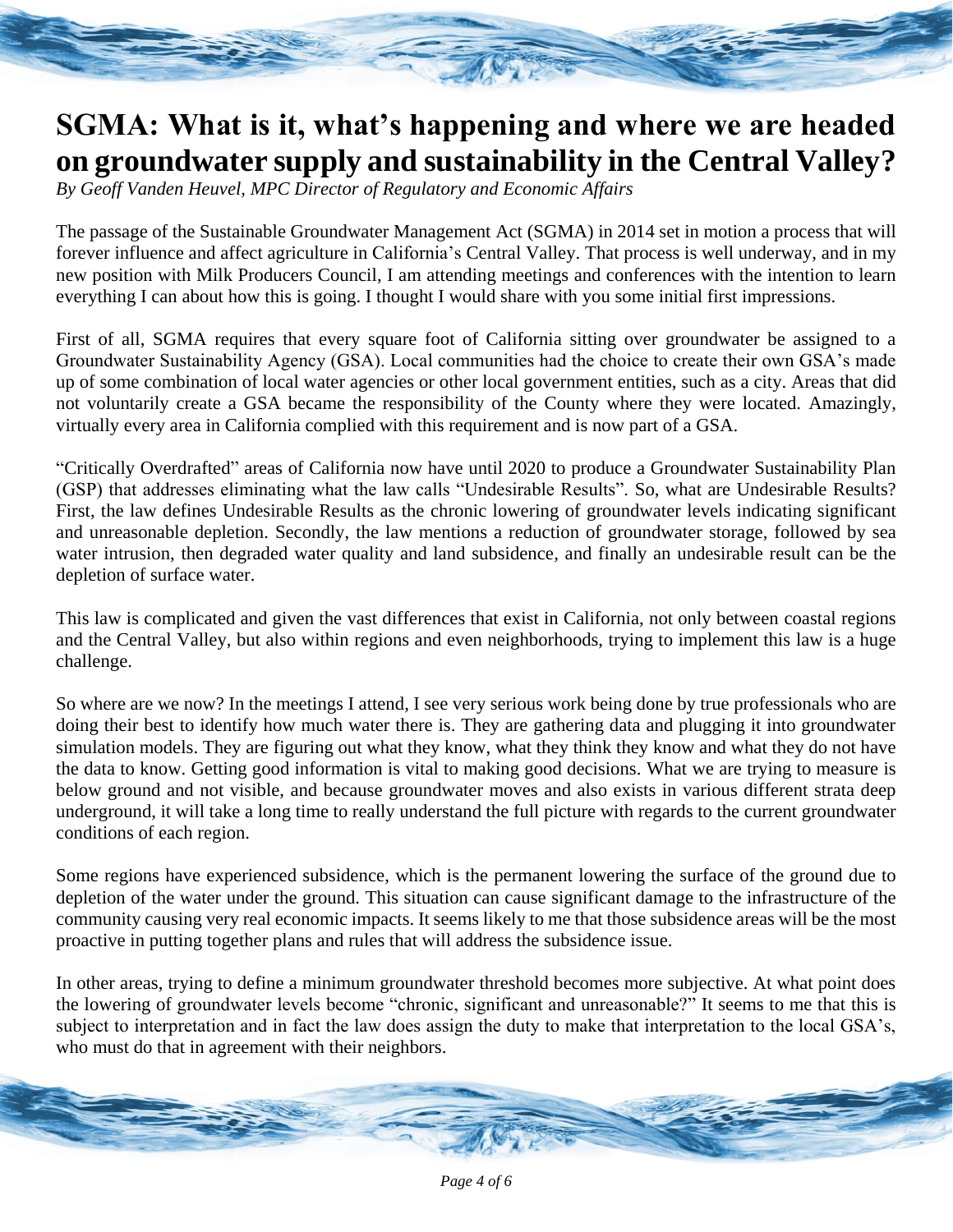# SGMA: What is it, what's happening and where we are headed on groundwater supply and sustainability in the Central Valley?

*By Geoff Vanden Heuvel, MPC Director of Regulatory and Economic Affairs*

The passage of the Sustainable Groundwater Management Act (SGMA) in 2014 set in motion a process that will forever influence and affect agriculture in California's Central Valley. That process is well underway, and in my new position with Milk Producers Council, I am attending meetings and conferences with the intention to learn everything I can about how this is going. I thought I would share with you some initial first impressions.

First of all, SGMA requires that every square foot of California sitting over groundwater be assigned to a Groundwater Sustainability Agency (GSA). Local communities had the choice to create their own GSA's made up of some combination of local water agencies or other local government entities, such as a city. Areas that did not voluntarily create a GSA became the responsibility of the County where they were located. Amazingly, virtually every area in California complied with this requirement and is now part of a GSA.

"Critically Overdrafted" areas of California now have until 2020 to produce a Groundwater Sustainability Plan (GSP) that addresses eliminating what the law calls "Undesirable Results". So, what are Undesirable Results? First, the law defines Undesirable Results as the chronic lowering of groundwater levels indicating significant and unreasonable depletion. Secondly, the law mentions a reduction of groundwater storage, followed by sea water intrusion, then degraded water quality and land subsidence, and finally an undesirable result can be the depletion of surface water.

This law is complicated and given the vast differences that exist in California, not only between coastal regions and the Central Valley, but also within regions and even neighborhoods, trying to implement this law is a huge challenge.

So where are we now? In the meetings I attend, I see very serious work being done by true professionals who are doing their best to identify how much water there is. They are gathering data and plugging it into groundwater simulation models. They are figuring out what they know, what they think they know and what they do not have the data to know. Getting good information is vital to making good decisions. What we are trying to measure is below ground and not visible, and because groundwater moves and also exists in various different strata deep underground, it will take a long time to really understand the full picture with regards to the current groundwater conditions of each region.

Some regions have experienced subsidence, which is the permanent lowering the surface of the ground due to depletion of the water under the ground. This situation can cause significant damage to the infrastructure of the community causing very real economic impacts. It seems likely to me that those subsidence areas will be the most proactive in putting together plans and rules that will address the subsidence issue.

In other areas, trying to define a minimum groundwater threshold becomes more subjective. At what point does the lowering of groundwater levels become "chronic, significant and unreasonable?" It seems to me that this is subject to interpretation and in fact the law does assign the duty to make that interpretation to the local GSA's, who must do that in agreement with their neighbors.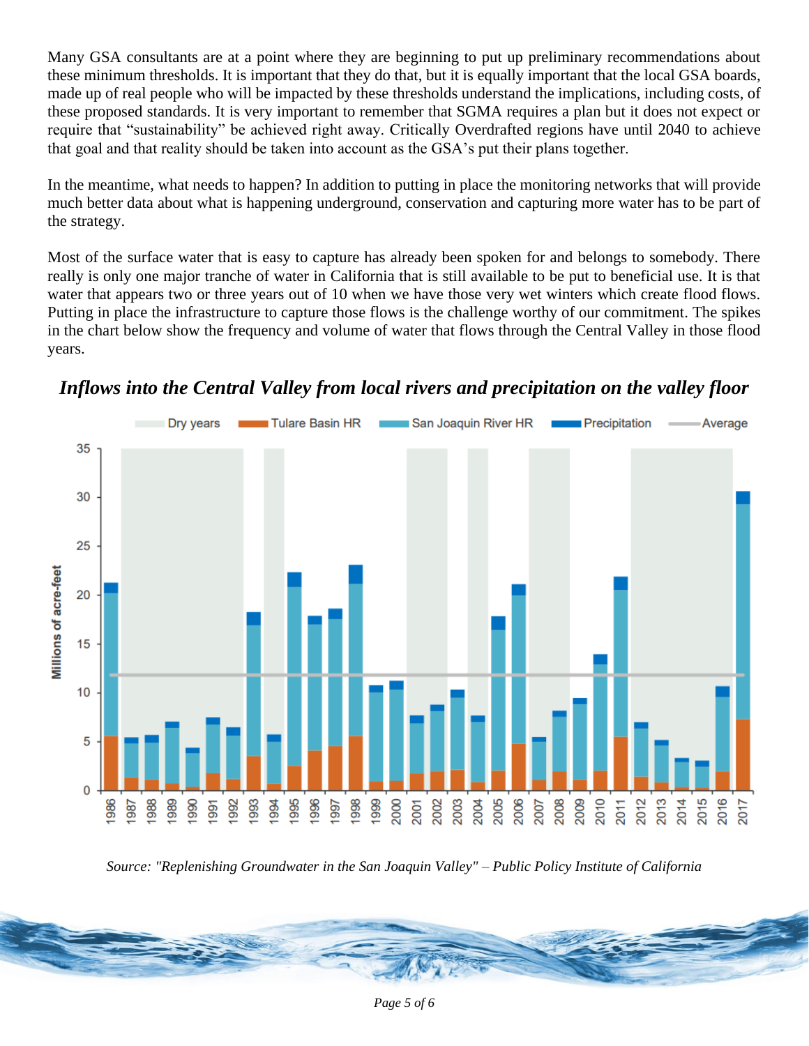Many GSA consultants are at a point where they are beginning to put up preliminary recommendations about these minimum thresholds. It is important that they do that, but it is equally important that the local GSA boards, made up of real people who will be impacted by these thresholds understand the implications, including costs, of these proposed standards. It is very important to remember that SGMA requires a plan but it does not expect or require that "sustainability" be achieved right away. Critically Overdrafted regions have until 2040 to achieve that goal and that reality should be taken into account as the GSA's put their plans together.

In the meantime, what needs to happen? In addition to putting in place the monitoring networks that will provide much better data about what is happening underground, conservation and capturing more water has to be part of the strategy.

Most of the surface water that is easy to capture has already been spoken for and belongs to somebody. There really is only one major tranche of water in California that is still available to be put to beneficial use. It is that water that appears two or three years out of 10 when we have those very wet winters which create flood flows. Putting in place the infrastructure to capture those flows is the challenge worthy of our commitment. The spikes in the chart below show the frequency and volume of water that flows through the Central Valley in those flood years.

***Inflows into the Central Valley from local rivers and precipitation on the valley floor***

*Source: "Replenishing Groundwater in the San Joaquin Valley" – Public Policy Institute of California*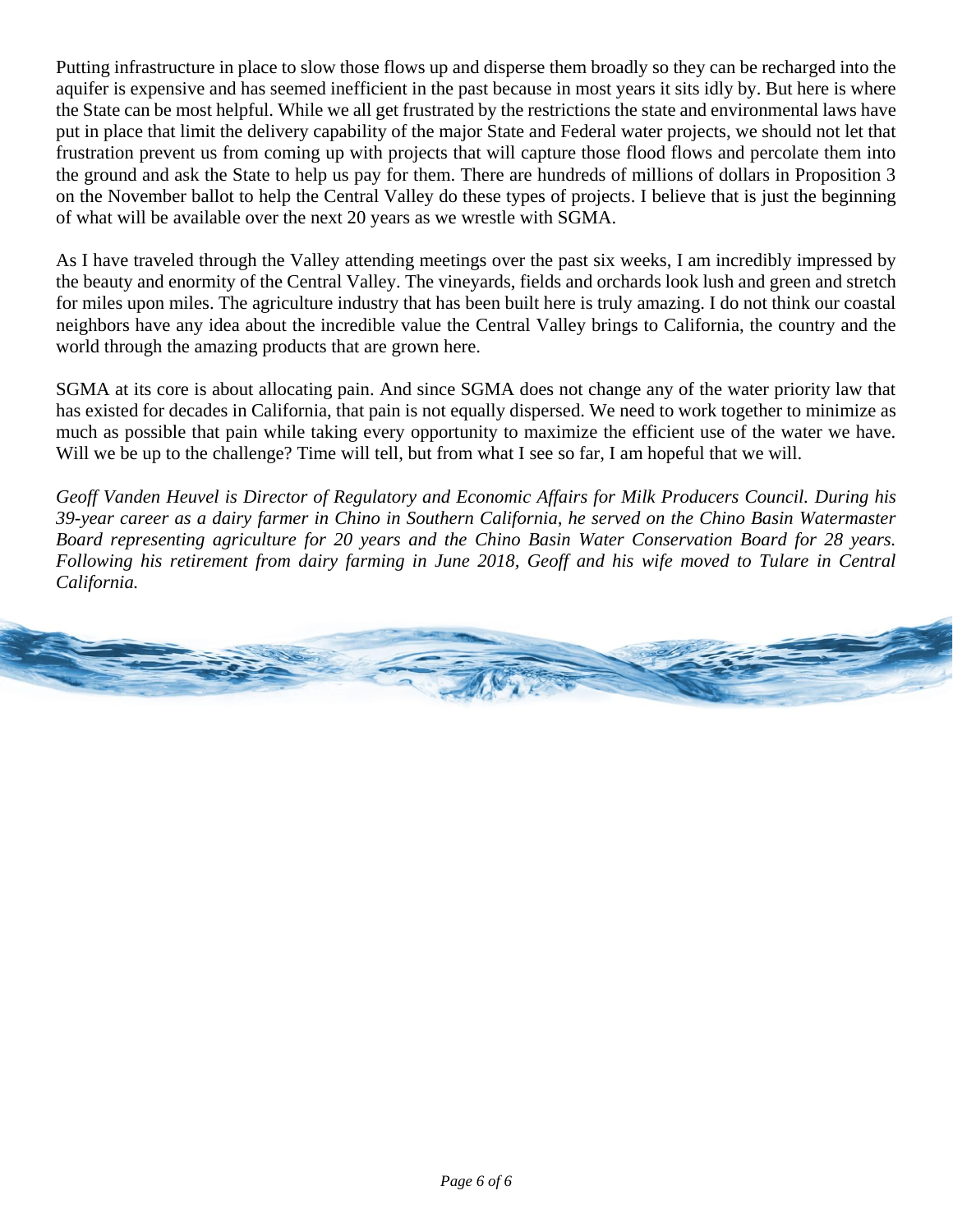Putting infrastructure in place to slow those flows up and disperse them broadly so they can be recharged into the aquifer is expensive and has seemed inefficient in the past because in most years it sits idly by. But here is where the State can be most helpful. While we all get frustrated by the restrictions the state and environmental laws have put in place that limit the delivery capability of the major State and Federal water projects, we should not let that frustration prevent us from coming up with projects that will capture those flood flows and percolate them into the ground and ask the State to help us pay for them. There are hundreds of millions of dollars in Proposition 3 on the November ballot to help the Central Valley do these types of projects. I believe that is just the beginning of what will be available over the next 20 years as we wrestle with SGMA.

As I have traveled through the Valley attending meetings over the past six weeks, I am incredibly impressed by the beauty and enormity of the Central Valley. The vineyards, fields and orchards look lush and green and stretch for miles upon miles. The agriculture industry that has been built here is truly amazing. I do not think our coastal neighbors have any idea about the incredible value the Central Valley brings to California, the country and the world through the amazing products that are grown here.

SGMA at its core is about allocating pain. And since SGMA does not change any of the water priority law that has existed for decades in California, that pain is not equally dispersed. We need to work together to minimize as much as possible that pain while taking every opportunity to maximize the efficient use of the water we have. Will we be up to the challenge? Time will tell, but from what I see so far, I am hopeful that we will.

*Geoff Vanden Heuvel is Director of Regulatory and Economic Affairs for Milk Producers Council. During his 39-year career as a dairy farmer in Chino in Southern California, he served on the Chino Basin Watermaster Board representing agriculture for 20 years and the Chino Basin Water Conservation Board for 28 years. Following his retirement from dairy farming in June 2018, Geoff and his wife moved to Tulare in Central California.*